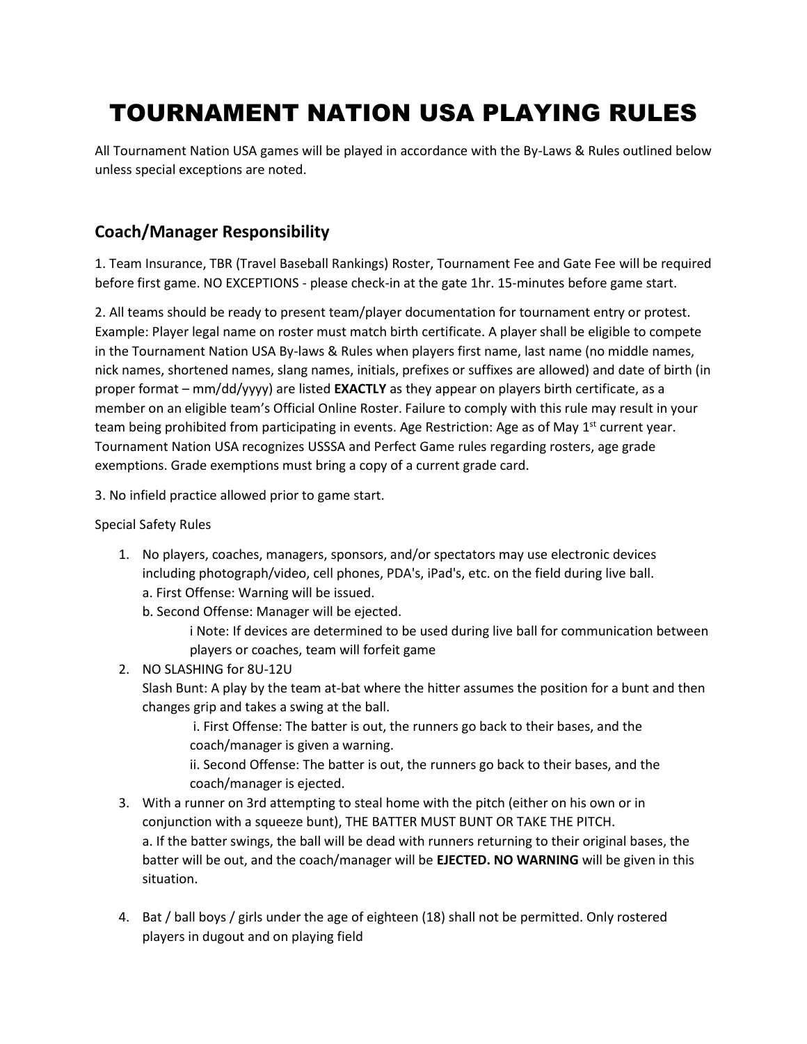# TOURNAMENT NATION USA PLAYING RULES

All Tournament Nation USA games will be played in accordance with the By-Laws & Rules outlined below unless special exceptions are noted.

## Coach/Manager Responsibility

1. Team Insurance, TBR (Travel Baseball Rankings) Roster, Tournament Fee and Gate Fee will be required before first game. NO EXCEPTIONS - please check-in at the gate 1hr. 15-minutes before game start.

2. All teams should be ready to present team/player documentation for tournament entry or protest. Example: Player legal name on roster must match birth certificate. A player shall be eligible to compete in the Tournament Nation USA By-laws & Rules when players first name, last name (no middle names, nick names, shortened names, slang names, initials, prefixes or suffixes are allowed) and date of birth (in proper format – mm/dd/yyyy) are listed **EXACTLY** as they appear on players birth certificate, as a member on an eligible team's Official Online Roster. Failure to comply with this rule may result in your team being prohibited from participating in events. Age Restriction: Age as of May 1st current year. Tournament Nation USA recognizes USSSA and Perfect Game rules regarding rosters, age grade exemptions. Grade exemptions must bring a copy of a current grade card.

3. No infield practice allowed prior to game start.

Special Safety Rules

1. No players, coaches, managers, sponsors, and/or spectators may use electronic devices including photograph/video, cell phones, PDA's, iPad's, etc. on the field during live ball.
   a. First Offense: Warning will be issued.
   b. Second Offense: Manager will be ejected.
      i Note: If devices are determined to be used during live ball for communication between players or coaches, team will forfeit game
2. NO SLASHING for 8U-12U
   Slash Bunt: A play by the team at-bat where the hitter assumes the position for a bunt and then changes grip and takes a swing at the ball.
      i. First Offense: The batter is out, the runners go back to their bases, and the coach/manager is given a warning.
      ii. Second Offense: The batter is out, the runners go back to their bases, and the coach/manager is ejected.
3. With a runner on 3rd attempting to steal home with the pitch (either on his own or in conjunction with a squeeze bunt), THE BATTER MUST BUNT OR TAKE THE PITCH.
   a. If the batter swings, the ball will be dead with runners returning to their original bases, the batter will be out, and the coach/manager will be **EJECTED. NO WARNING** will be given in this situation.

4. Bat / ball boys / girls under the age of eighteen (18) shall not be permitted. Only rostered players in dugout and on playing field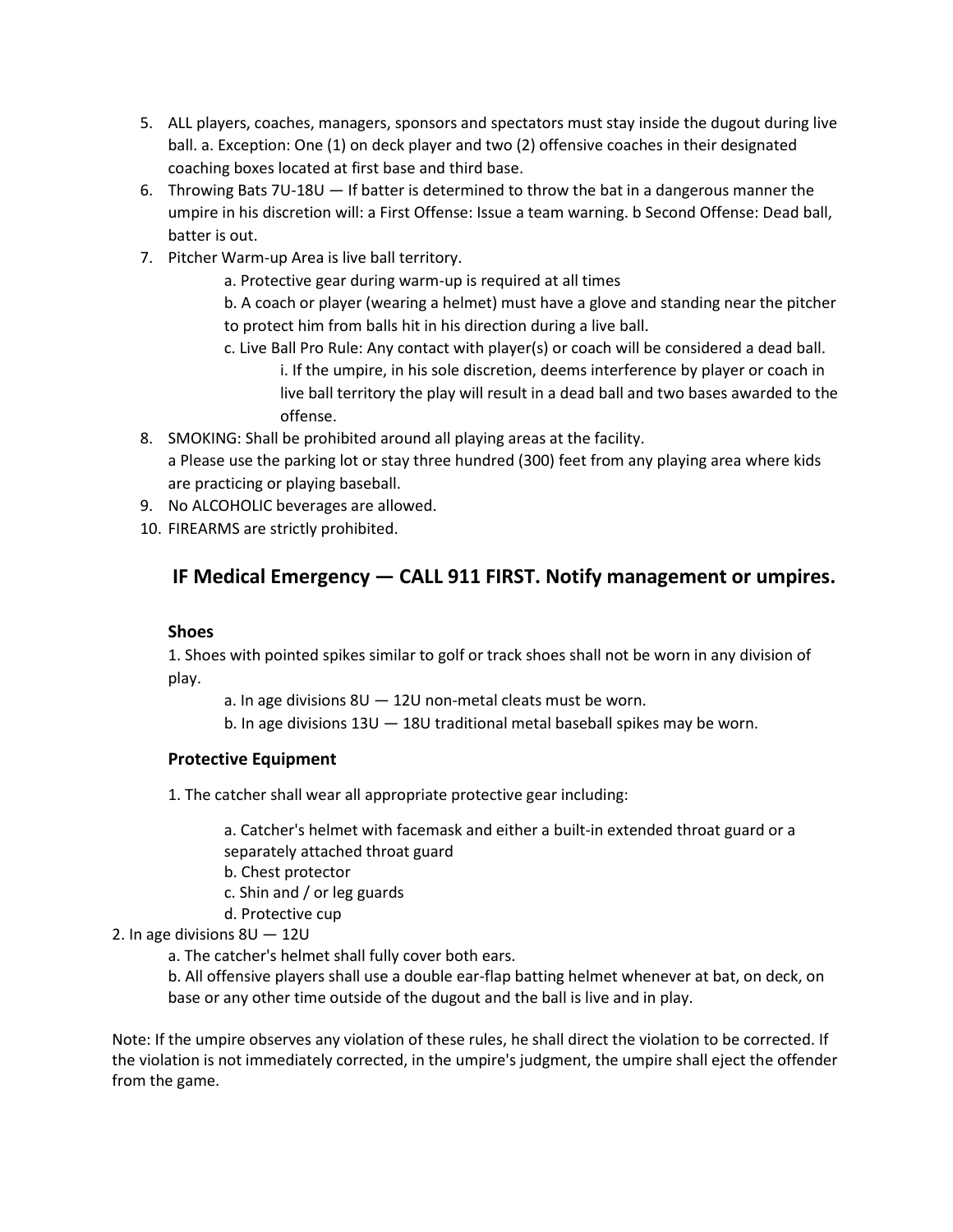5. ALL players, coaches, managers, sponsors and spectators must stay inside the dugout during live ball. a. Exception: One (1) on deck player and two (2) offensive coaches in their designated coaching boxes located at first base and third base.
6. Throwing Bats 7U-18U — If batter is determined to throw the bat in a dangerous manner the umpire in his discretion will: a First Offense: Issue a team warning. b Second Offense: Dead ball, batter is out.
7. Pitcher Warm-up Area is live ball territory.
    - a. Protective gear during warm-up is required at all times
    - b. A coach or player (wearing a helmet) must have a glove and standing near the pitcher to protect him from balls hit in his direction during a live ball.
    - c. Live Ball Pro Rule: Any contact with player(s) or coach will be considered a dead ball.
        - i. If the umpire, in his sole discretion, deems interference by player or coach in live ball territory the play will result in a dead ball and two bases awarded to the offense.
8. SMOKING: Shall be prohibited around all playing areas at the facility.
   a Please use the parking lot or stay three hundred (300) feet from any playing area where kids are practicing or playing baseball.
9. No ALCOHOLIC beverages are allowed.
10. FIREARMS are strictly prohibited.

## IF Medical Emergency — CALL 911 FIRST. Notify management or umpires.

### Shoes

1. Shoes with pointed spikes similar to golf or track shoes shall not be worn in any division of play.
    - a. In age divisions 8U — 12U non-metal cleats must be worn.
    - b. In age divisions 13U — 18U traditional metal baseball spikes may be worn.

### Protective Equipment

1. The catcher shall wear all appropriate protective gear including:
    - a. Catcher's helmet with facemask and either a built-in extended throat guard or a separately attached throat guard
    - b. Chest protector
    - c. Shin and / or leg guards
    - d. Protective cup

2. In age divisions 8U — 12U
    - a. The catcher's helmet shall fully cover both ears.
    - b. All offensive players shall use a double ear-flap batting helmet whenever at bat, on deck, on base or any other time outside of the dugout and the ball is live and in play.

Note: If the umpire observes any violation of these rules, he shall direct the violation to be corrected. If the violation is not immediately corrected, in the umpire's judgment, the umpire shall eject the offender from the game.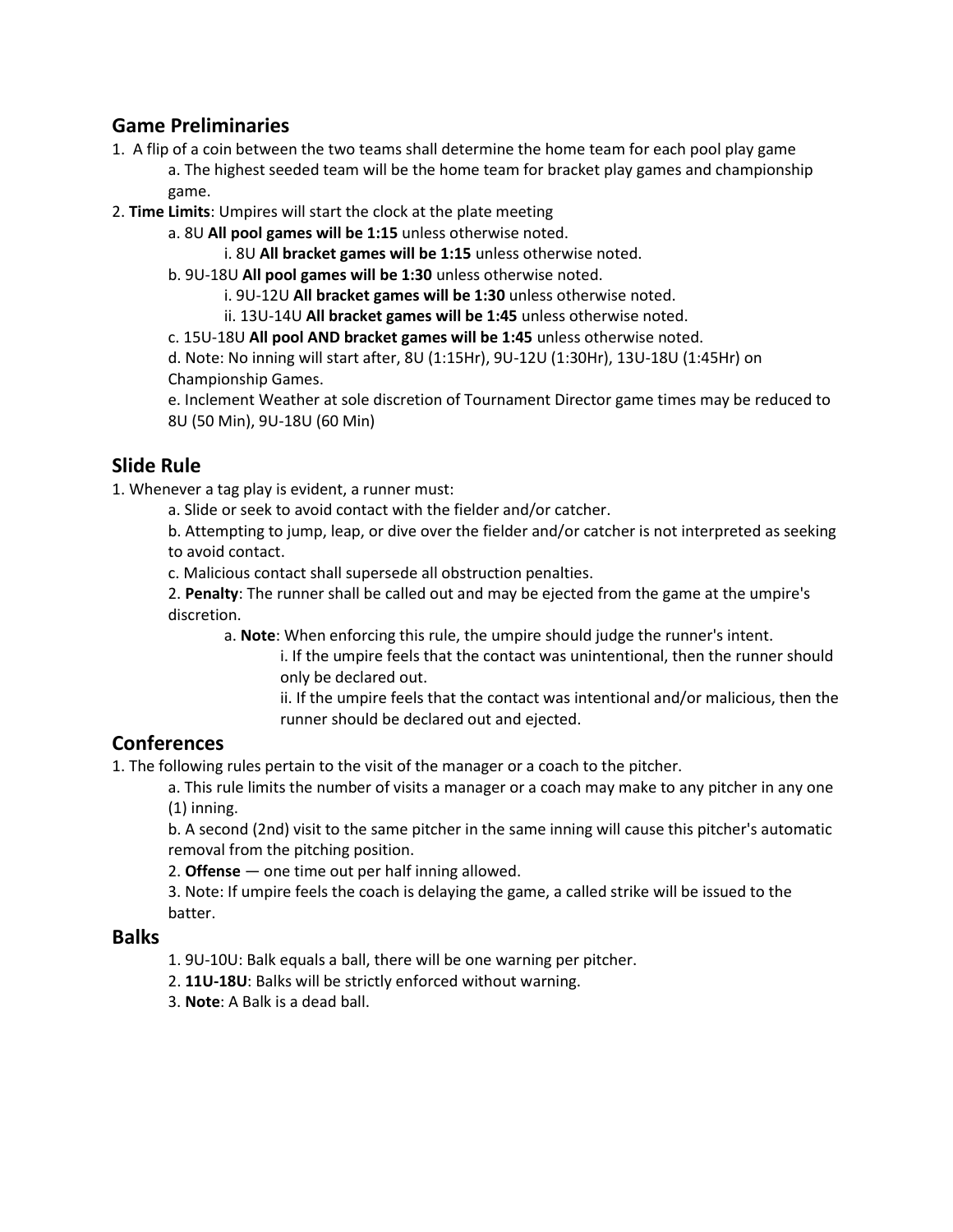## Game Preliminaries

1. A flip of a coin between the two teams shall determine the home team for each pool play game
   - a. The highest seeded team will be the home team for bracket play games and championship game.
2. **Time Limits**: Umpires will start the clock at the plate meeting
   - a. 8U **All pool games will be 1:15** unless otherwise noted.
     - i. 8U **All bracket games will be 1:15** unless otherwise noted.
   - b. 9U-18U **All pool games will be 1:30** unless otherwise noted.
     - i. 9U-12U **All bracket games will be 1:30** unless otherwise noted.
     - ii. 13U-14U **All bracket games will be 1:45** unless otherwise noted.
   - c. 15U-18U **All pool AND bracket games will be 1:45** unless otherwise noted.
   - d. Note: No inning will start after, 8U (1:15Hr), 9U-12U (1:30Hr), 13U-18U (1:45Hr) on Championship Games.
   - e. Inclement Weather at sole discretion of Tournament Director game times may be reduced to 8U (50 Min), 9U-18U (60 Min)

## Slide Rule

1. Whenever a tag play is evident, a runner must:
   - a. Slide or seek to avoid contact with the fielder and/or catcher.
   - b. Attempting to jump, leap, or dive over the fielder and/or catcher is not interpreted as seeking to avoid contact.
   - c. Malicious contact shall supersede all obstruction penalties.
   - 2. **Penalty**: The runner shall be called out and may be ejected from the game at the umpire's discretion.
     - a. **Note**: When enforcing this rule, the umpire should judge the runner's intent.
       - i. If the umpire feels that the contact was unintentional, then the runner should only be declared out.
       - ii. If the umpire feels that the contact was intentional and/or malicious, then the runner should be declared out and ejected.

## Conferences

1. The following rules pertain to the visit of the manager or a coach to the pitcher.
   - a. This rule limits the number of visits a manager or a coach may make to any pitcher in any one (1) inning.
   - b. A second (2nd) visit to the same pitcher in the same inning will cause this pitcher's automatic removal from the pitching position.
   - 2. **Offense** — one time out per half inning allowed.
   - 3. Note: If umpire feels the coach is delaying the game, a called strike will be issued to the batter.

## Balks

1. 9U-10U: Balk equals a ball, there will be one warning per pitcher.
2. **11U-18U**: Balks will be strictly enforced without warning.
3. **Note**: A Balk is a dead ball.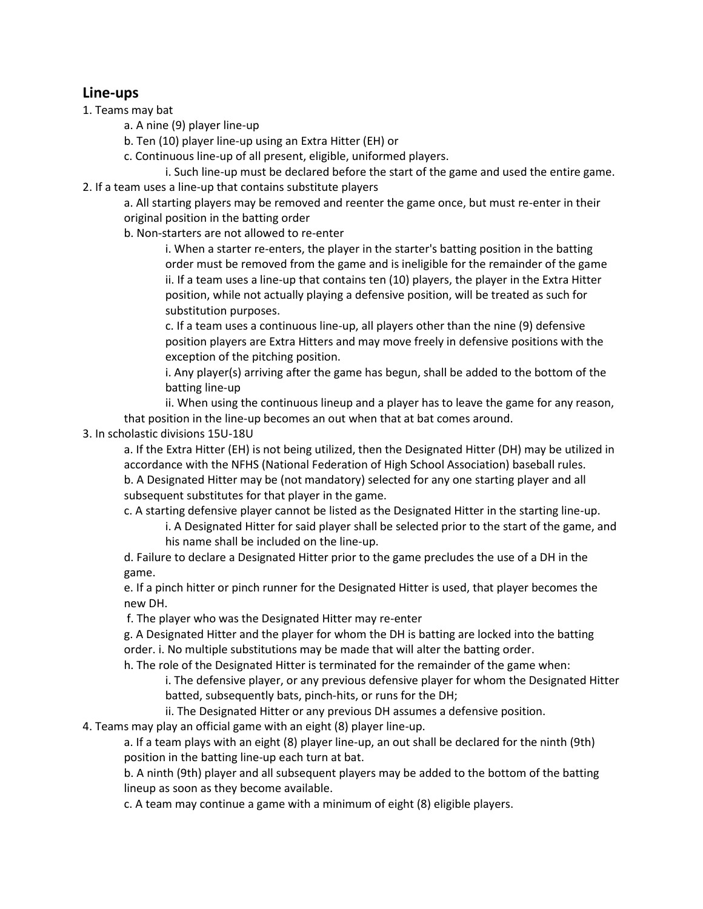## Line-ups

1. Teams may bat
    a. A nine (9) player line-up
    b. Ten (10) player line-up using an Extra Hitter (EH) or
    c. Continuous line-up of all present, eligible, uniformed players.
        i. Such line-up must be declared before the start of the game and used the entire game.
2. If a team uses a line-up that contains substitute players
    a. All starting players may be removed and reenter the game once, but must re-enter in their original position in the batting order
    b. Non-starters are not allowed to re-enter
        i. When a starter re-enters, the player in the starter's batting position in the batting order must be removed from the game and is ineligible for the remainder of the game
        ii. If a team uses a line-up that contains ten (10) players, the player in the Extra Hitter position, while not actually playing a defensive position, will be treated as such for substitution purposes.
        c. If a team uses a continuous line-up, all players other than the nine (9) defensive position players are Extra Hitters and may move freely in defensive positions with the exception of the pitching position.
        i. Any player(s) arriving after the game has begun, shall be added to the bottom of the batting line-up
        ii. When using the continuous lineup and a player has to leave the game for any reason, that position in the line-up becomes an out when that at bat comes around.
3. In scholastic divisions 15U-18U
    a. If the Extra Hitter (EH) is not being utilized, then the Designated Hitter (DH) may be utilized in accordance with the NFHS (National Federation of High School Association) baseball rules.
    b. A Designated Hitter may be (not mandatory) selected for any one starting player and all subsequent substitutes for that player in the game.
    c. A starting defensive player cannot be listed as the Designated Hitter in the starting line-up.
        i. A Designated Hitter for said player shall be selected prior to the start of the game, and his name shall be included on the line-up.
    d. Failure to declare a Designated Hitter prior to the game precludes the use of a DH in the game.
    e. If a pinch hitter or pinch runner for the Designated Hitter is used, that player becomes the new DH.
    f. The player who was the Designated Hitter may re-enter
    g. A Designated Hitter and the player for whom the DH is batting are locked into the batting order. i. No multiple substitutions may be made that will alter the batting order.
    h. The role of the Designated Hitter is terminated for the remainder of the game when:
        i. The defensive player, or any previous defensive player for whom the Designated Hitter batted, subsequently bats, pinch-hits, or runs for the DH;
        ii. The Designated Hitter or any previous DH assumes a defensive position.
4. Teams may play an official game with an eight (8) player line-up.
    a. If a team plays with an eight (8) player line-up, an out shall be declared for the ninth (9th) position in the batting line-up each turn at bat.
    b. A ninth (9th) player and all subsequent players may be added to the bottom of the batting lineup as soon as they become available.
    c. A team may continue a game with a minimum of eight (8) eligible players.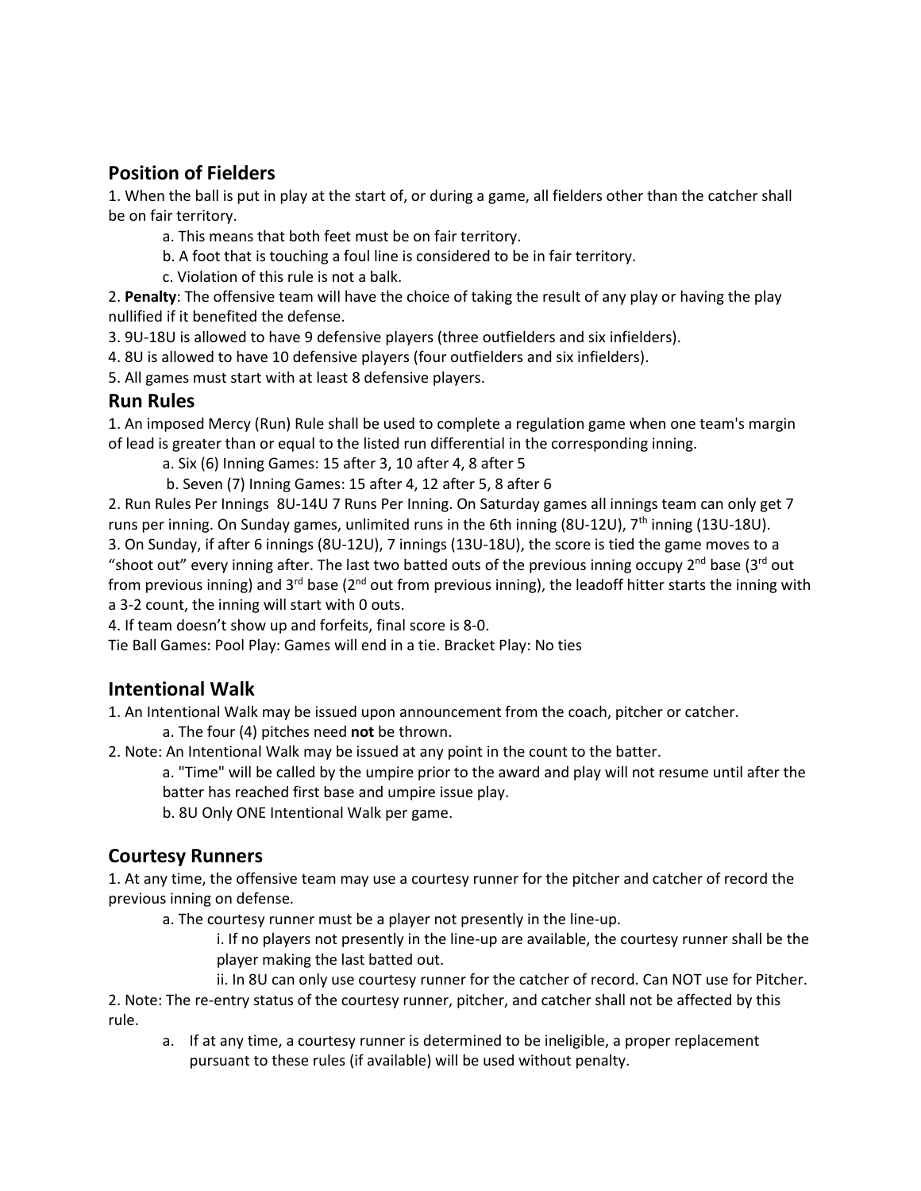## Position of Fielders

1. When the ball is put in play at the start of, or during a game, all fielders other than the catcher shall be on fair territory.
    - a. This means that both feet must be on fair territory.
    - b. A foot that is touching a foul line is considered to be in fair territory.
    - c. Violation of this rule is not a balk.
2. **Penalty**: The offensive team will have the choice of taking the result of any play or having the play nullified if it benefited the defense.
3. 9U-18U is allowed to have 9 defensive players (three outfielders and six infielders).
4. 8U is allowed to have 10 defensive players (four outfielders and six infielders).
5. All games must start with at least 8 defensive players.

## Run Rules

1. An imposed Mercy (Run) Rule shall be used to complete a regulation game when one team's margin of lead is greater than or equal to the listed run differential in the corresponding inning.
    - a. Six (6) Inning Games: 15 after 3, 10 after 4, 8 after 5
    - b. Seven (7) Inning Games: 15 after 4, 12 after 5, 8 after 6
2. Run Rules Per Innings 8U-14U 7 Runs Per Inning. On Saturday games all innings team can only get 7 runs per inning. On Sunday games, unlimited runs in the 6th inning (8U-12U), 7th inning (13U-18U).
3. On Sunday, if after 6 innings (8U-12U), 7 innings (13U-18U), the score is tied the game moves to a "shoot out" every inning after. The last two batted outs of the previous inning occupy 2nd base (3rd out from previous inning) and 3rd base (2nd out from previous inning), the leadoff hitter starts the inning with a 3-2 count, the inning will start with 0 outs.
4. If team doesn't show up and forfeits, final score is 8-0.

Tie Ball Games: Pool Play: Games will end in a tie. Bracket Play: No ties

## Intentional Walk

1. An Intentional Walk may be issued upon announcement from the coach, pitcher or catcher.
    - a. The four (4) pitches need **not** be thrown.
2. Note: An Intentional Walk may be issued at any point in the count to the batter.
    - a. "Time" will be called by the umpire prior to the award and play will not resume until after the batter has reached first base and umpire issue play.
    - b. 8U Only ONE Intentional Walk per game.

## Courtesy Runners

1. At any time, the offensive team may use a courtesy runner for the pitcher and catcher of record the previous inning on defense.
    - a. The courtesy runner must be a player not presently in the line-up.
        - i. If no players not presently in the line-up are available, the courtesy runner shall be the player making the last batted out.
        - ii. In 8U can only use courtesy runner for the catcher of record. Can NOT use for Pitcher.
2. Note: The re-entry status of the courtesy runner, pitcher, and catcher shall not be affected by this rule.
    - a. If at any time, a courtesy runner is determined to be ineligible, a proper replacement pursuant to these rules (if available) will be used without penalty.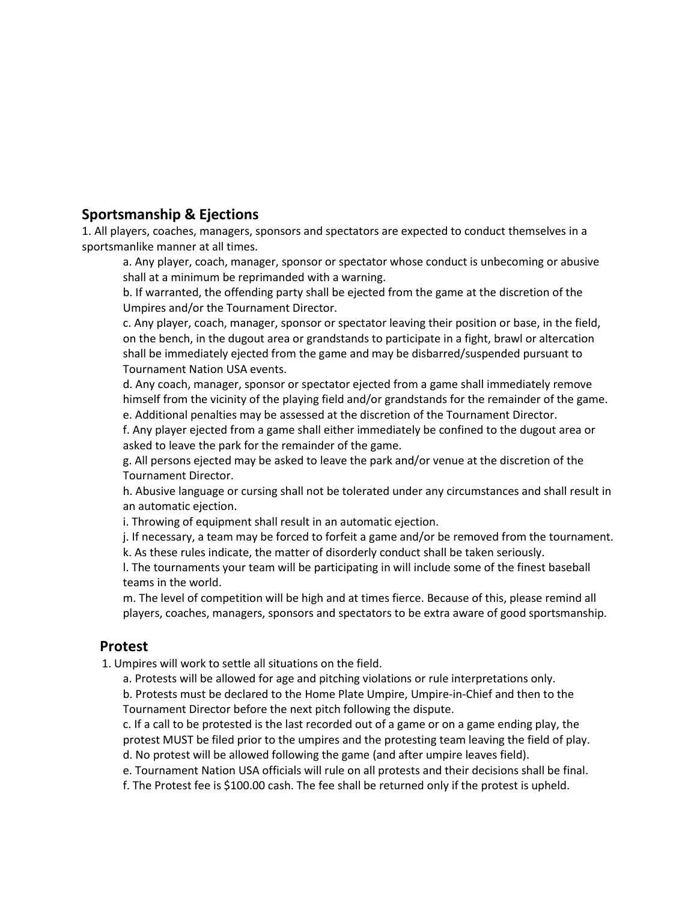## Sportsmanship & Ejections

1. All players, coaches, managers, sponsors and spectators are expected to conduct themselves in a sportsmanlike manner at all times.
   - a. Any player, coach, manager, sponsor or spectator whose conduct is unbecoming or abusive shall at a minimum be reprimanded with a warning.
   - b. If warranted, the offending party shall be ejected from the game at the discretion of the Umpires and/or the Tournament Director.
   - c. Any player, coach, manager, sponsor or spectator leaving their position or base, in the field, on the bench, in the dugout area or grandstands to participate in a fight, brawl or altercation shall be immediately ejected from the game and may be disbarred/suspended pursuant to Tournament Nation USA events.
   - d. Any coach, manager, sponsor or spectator ejected from a game shall immediately remove himself from the vicinity of the playing field and/or grandstands for the remainder of the game.
   - e. Additional penalties may be assessed at the discretion of the Tournament Director.
   - f. Any player ejected from a game shall either immediately be confined to the dugout area or asked to leave the park for the remainder of the game.
   - g. All persons ejected may be asked to leave the park and/or venue at the discretion of the Tournament Director.
   - h. Abusive language or cursing shall not be tolerated under any circumstances and shall result in an automatic ejection.
   - i. Throwing of equipment shall result in an automatic ejection.
   - j. If necessary, a team may be forced to forfeit a game and/or be removed from the tournament.
   - k. As these rules indicate, the matter of disorderly conduct shall be taken seriously.
   - l. The tournaments your team will be participating in will include some of the finest baseball teams in the world.
   - m. The level of competition will be high and at times fierce. Because of this, please remind all players, coaches, managers, sponsors and spectators to be extra aware of good sportsmanship.

## Protest

1. Umpires will work to settle all situations on the field.
   - a. Protests will be allowed for age and pitching violations or rule interpretations only.
   - b. Protests must be declared to the Home Plate Umpire, Umpire-in-Chief and then to the Tournament Director before the next pitch following the dispute.
   - c. If a call to be protested is the last recorded out of a game or on a game ending play, the protest MUST be filed prior to the umpires and the protesting team leaving the field of play.
   - d. No protest will be allowed following the game (and after umpire leaves field).
   - e. Tournament Nation USA officials will rule on all protests and their decisions shall be final.
   - f. The Protest fee is $100.00 cash. The fee shall be returned only if the protest is upheld.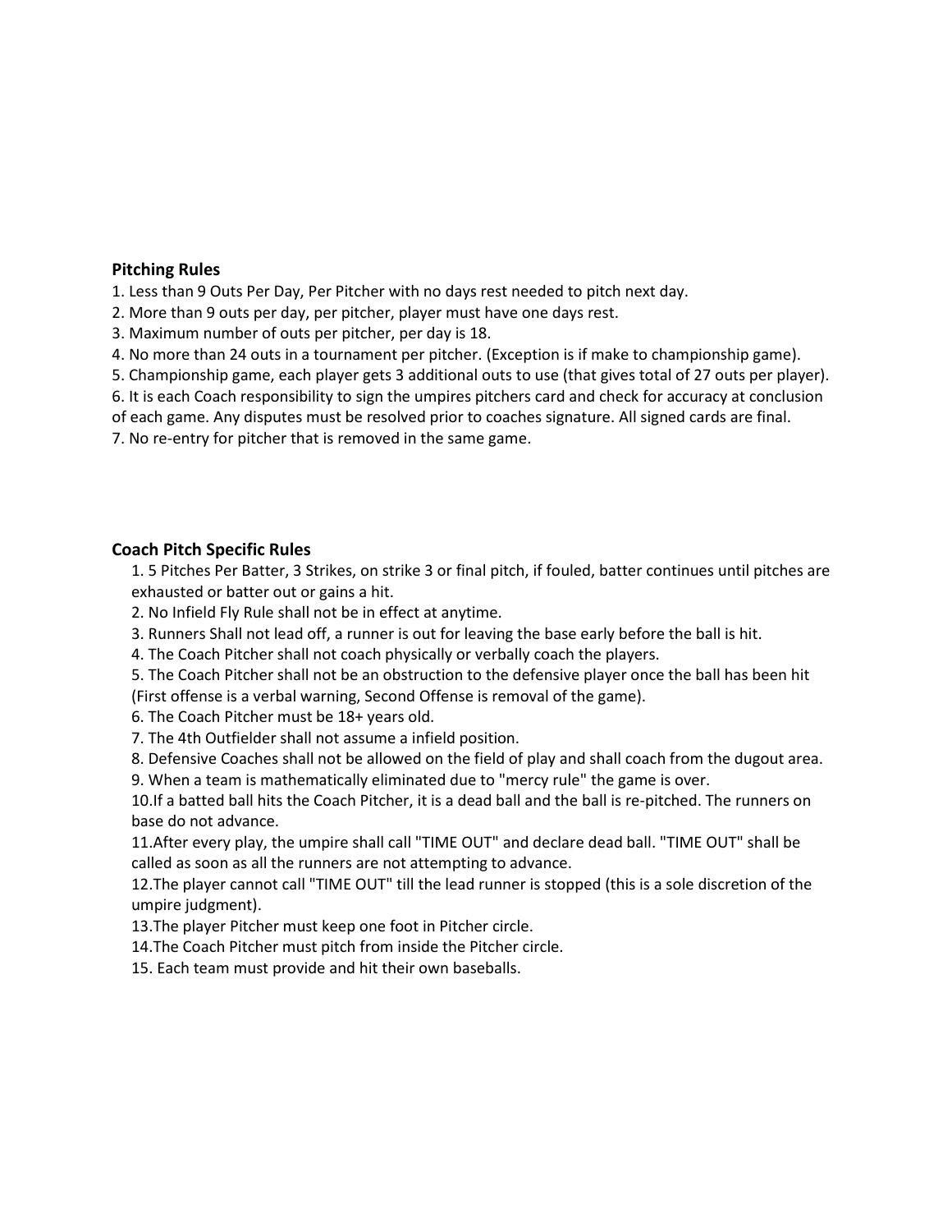## Pitching Rules

1. Less than 9 Outs Per Day, Per Pitcher with no days rest needed to pitch next day.
2. More than 9 outs per day, per pitcher, player must have one days rest.
3. Maximum number of outs per pitcher, per day is 18.
4. No more than 24 outs in a tournament per pitcher. (Exception is if make to championship game).
5. Championship game, each player gets 3 additional outs to use (that gives total of 27 outs per player).
6. It is each Coach responsibility to sign the umpires pitchers card and check for accuracy at conclusion of each game. Any disputes must be resolved prior to coaches signature. All signed cards are final.
7. No re-entry for pitcher that is removed in the same game.

## Coach Pitch Specific Rules

1. 5 Pitches Per Batter, 3 Strikes, on strike 3 or final pitch, if fouled, batter continues until pitches are exhausted or batter out or gains a hit.
2. No Infield Fly Rule shall not be in effect at anytime.
3. Runners Shall not lead off, a runner is out for leaving the base early before the ball is hit.
4. The Coach Pitcher shall not coach physically or verbally coach the players.
5. The Coach Pitcher shall not be an obstruction to the defensive player once the ball has been hit (First offense is a verbal warning, Second Offense is removal of the game).
6. The Coach Pitcher must be 18+ years old.
7. The 4th Outfielder shall not assume a infield position.
8. Defensive Coaches shall not be allowed on the field of play and shall coach from the dugout area.
9. When a team is mathematically eliminated due to "mercy rule" the game is over.
10. If a batted ball hits the Coach Pitcher, it is a dead ball and the ball is re-pitched. The runners on base do not advance.
11. After every play, the umpire shall call "TIME OUT" and declare dead ball. "TIME OUT" shall be called as soon as all the runners are not attempting to advance.
12. The player cannot call "TIME OUT" till the lead runner is stopped (this is a sole discretion of the umpire judgment).
13. The player Pitcher must keep one foot in Pitcher circle.
14. The Coach Pitcher must pitch from inside the Pitcher circle.
15. Each team must provide and hit their own baseballs.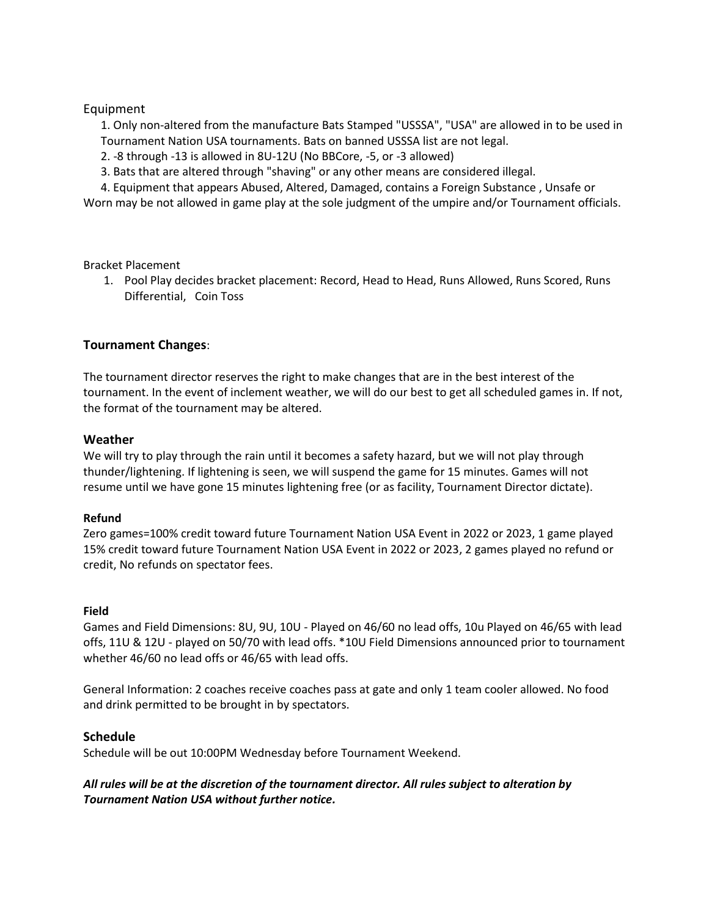Equipment

1. Only non-altered from the manufacture Bats Stamped "USSSA", "USA" are allowed in to be used in Tournament Nation USA tournaments. Bats on banned USSSA list are not legal.
2. -8 through -13 is allowed in 8U-12U (No BBCore, -5, or -3 allowed)
3. Bats that are altered through "shaving" or any other means are considered illegal.
4. Equipment that appears Abused, Altered, Damaged, contains a Foreign Substance , Unsafe or Worn may be not allowed in game play at the sole judgment of the umpire and/or Tournament officials.

Bracket Placement

1. Pool Play decides bracket placement: Record, Head to Head, Runs Allowed, Runs Scored, Runs Differential, Coin Toss

**Tournament Changes**:

The tournament director reserves the right to make changes that are in the best interest of the tournament. In the event of inclement weather, we will do our best to get all scheduled games in. If not, the format of the tournament may be altered.

## Weather

We will try to play through the rain until it becomes a safety hazard, but we will not play through thunder/lightening. If lightening is seen, we will suspend the game for 15 minutes. Games will not resume until we have gone 15 minutes lightening free (or as facility, Tournament Director dictate).

**Refund**

Zero games=100% credit toward future Tournament Nation USA Event in 2022 or 2023, 1 game played 15% credit toward future Tournament Nation USA Event in 2022 or 2023, 2 games played no refund or credit, No refunds on spectator fees.

**Field**

Games and Field Dimensions: 8U, 9U, 10U - Played on 46/60 no lead offs, 10u Played on 46/65 with lead offs, 11U & 12U - played on 50/70 with lead offs. *10U Field Dimensions announced prior to tournament whether 46/60 no lead offs or 46/65 with lead offs.

General Information: 2 coaches receive coaches pass at gate and only 1 team cooler allowed. No food and drink permitted to be brought in by spectators.

## Schedule

Schedule will be out 10:00PM Wednesday before Tournament Weekend.

***All rules will be at the discretion of the tournament director. All rules subject to alteration by Tournament Nation USA without further notice.***